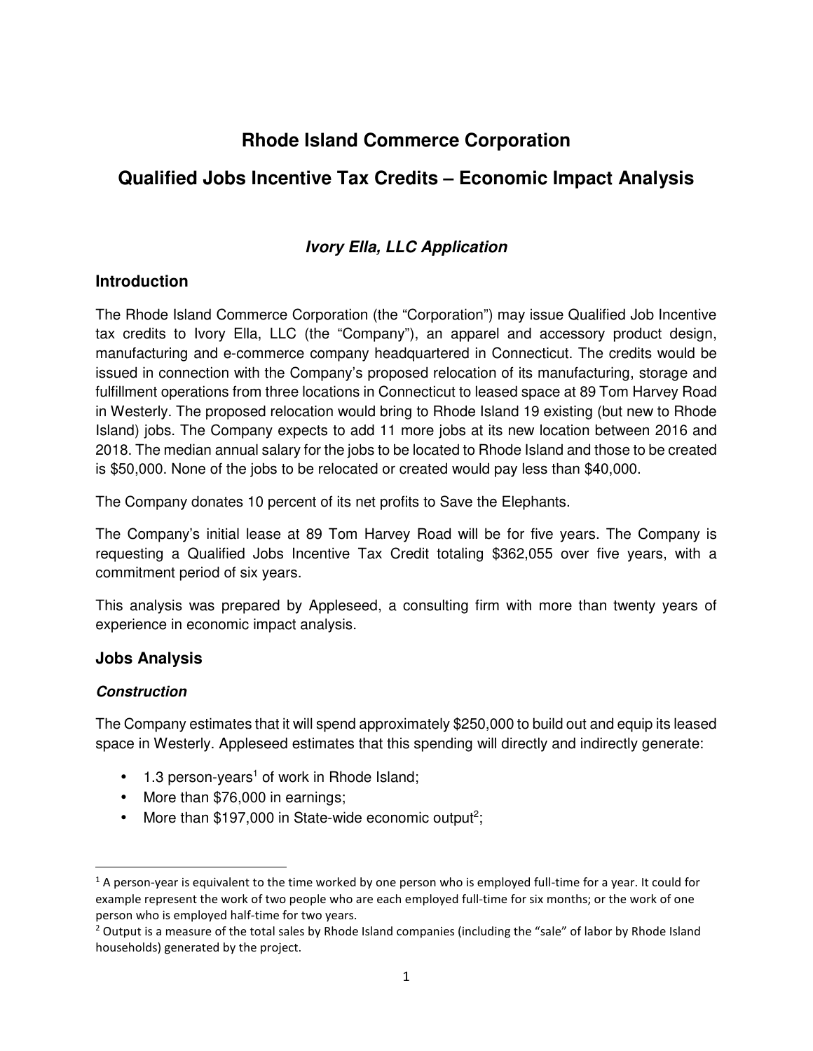# Rhode Island Commerce Corporation

# Qualified Jobs Incentive Tax Credits – Economic Impact Analysis

### *Ivory Ella, LLC Application*

## Introduction

The Rhode Island Commerce Corporation (the "Corporation") may issue Qualified Job Incentive tax credits to Ivory Ella, LLC (the "Company"), an apparel and accessory product design, manufacturing and e-commerce company headquartered in Connecticut. The credits would be issued in connection with the Company's proposed relocation of its manufacturing, storage and fulfillment operations from three locations in Connecticut to leased space at 89 Tom Harvey Road in Westerly. The proposed relocation would bring to Rhode Island 19 existing (but new to Rhode Island) jobs. The Company expects to add 11 more jobs at its new location between 2016 and 2018. The median annual salary for the jobs to be located to Rhode Island and those to be created is $50,000. None of the jobs to be relocated or created would pay less than $40,000.

The Company donates 10 percent of its net profits to Save the Elephants.

The Company's initial lease at 89 Tom Harvey Road will be for five years. The Company is requesting a Qualified Jobs Incentive Tax Credit totaling $362,055 over five years, with a commitment period of six years.

This analysis was prepared by Appleseed, a consulting firm with more than twenty years of experience in economic impact analysis.

## Jobs Analysis

### *Construction*

The Company estimates that it will spend approximately $250,000 to build out and equip its leased space in Westerly. Appleseed estimates that this spending will directly and indirectly generate:

- 1.3 person-years[1] of work in Rhode Island;
- More than $76,000 in earnings;
- More than $197,000 in State-wide economic output[2];

[1] A person-year is equivalent to the time worked by one person who is employed full-time for a year. It could for example represent the work of two people who are each employed full-time for six months; or the work of one person who is employed half-time for two years.

[2] Output is a measure of the total sales by Rhode Island companies (including the "sale" of labor by Rhode Island households) generated by the project.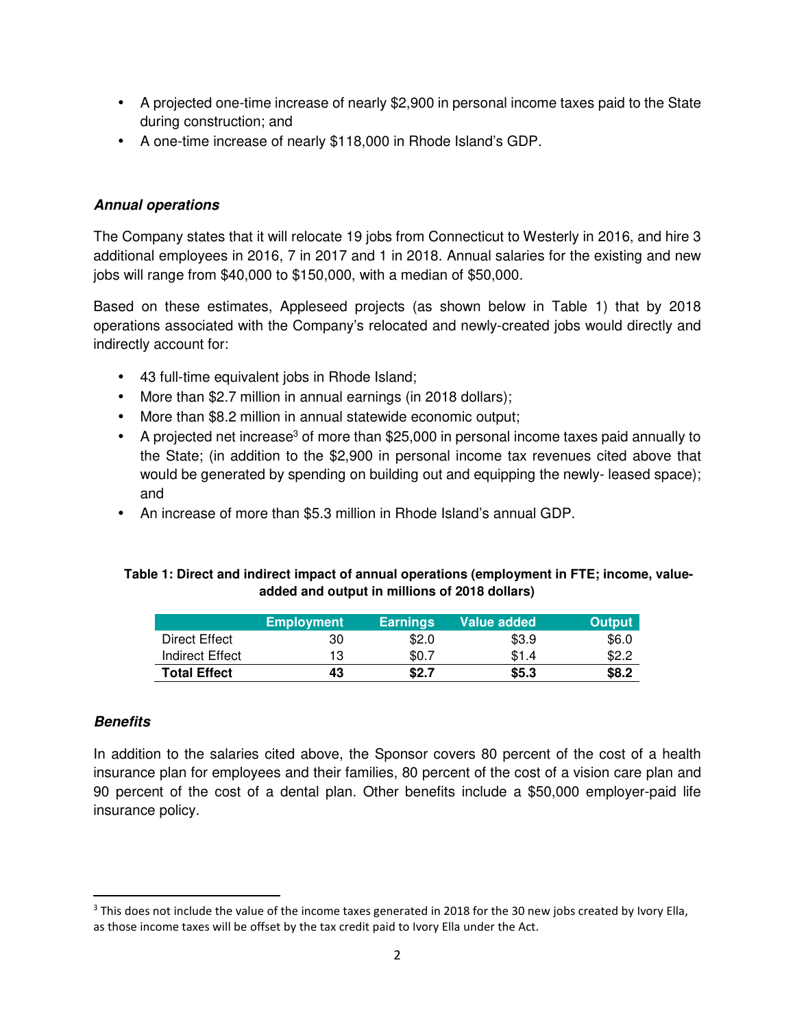- A projected one-time increase of nearly $2,900 in personal income taxes paid to the State during construction; and
- A one-time increase of nearly $118,000 in Rhode Island's GDP.

### *Annual operations*

The Company states that it will relocate 19 jobs from Connecticut to Westerly in 2016, and hire 3 additional employees in 2016, 7 in 2017 and 1 in 2018. Annual salaries for the existing and new jobs will range from $40,000 to $150,000, with a median of $50,000.

Based on these estimates, Appleseed projects (as shown below in Table 1) that by 2018 operations associated with the Company's relocated and newly-created jobs would directly and indirectly account for:

- 43 full-time equivalent jobs in Rhode Island;
- More than $2.7 million in annual earnings (in 2018 dollars);
- More than $8.2 million in annual statewide economic output;
- A projected net increase[3] of more than $25,000 in personal income taxes paid annually to the State; (in addition to the $2,900 in personal income tax revenues cited above that would be generated by spending on building out and equipping the newly- leased space); and
- An increase of more than $5.3 million in Rhode Island's annual GDP.

**Table 1: Direct and indirect impact of annual operations (employment in FTE; income, value-added and output in millions of 2018 dollars)**

| | Employment | Earnings | Value added | Output |
|---|---|---|---|---|
| Direct Effect | 30 | $2.0 | $3.9 | $6.0 |
| Indirect Effect | 13 | $0.7 | $1.4 | $2.2 |
| **Total Effect** | **43** | **$2.7** | **$5.3** | **$8.2** |

### *Benefits*

In addition to the salaries cited above, the Sponsor covers 80 percent of the cost of a health insurance plan for employees and their families, 80 percent of the cost of a vision care plan and 90 percent of the cost of a dental plan. Other benefits include a $50,000 employer-paid life insurance policy.

[3] This does not include the value of the income taxes generated in 2018 for the 30 new jobs created by Ivory Ella, as those income taxes will be offset by the tax credit paid to Ivory Ella under the Act.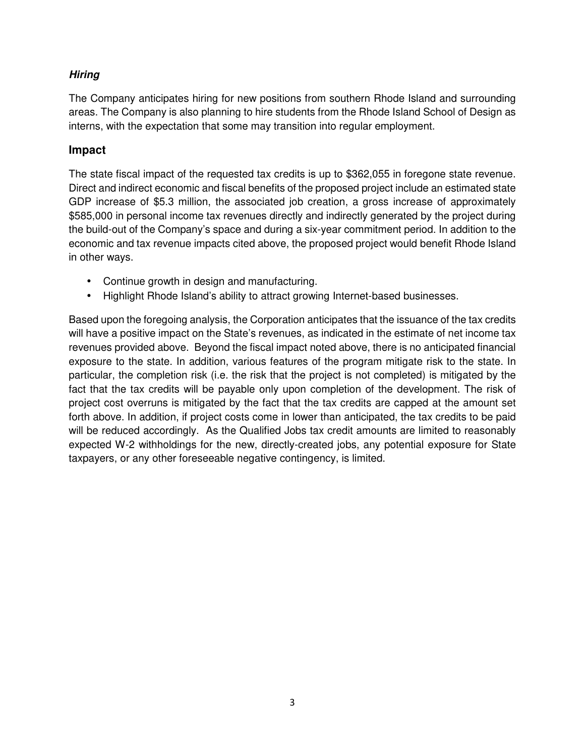### ***Hiring***

The Company anticipates hiring for new positions from southern Rhode Island and surrounding areas. The Company is also planning to hire students from the Rhode Island School of Design as interns, with the expectation that some may transition into regular employment.

## Impact

The state fiscal impact of the requested tax credits is up to $362,055 in foregone state revenue. Direct and indirect economic and fiscal benefits of the proposed project include an estimated state GDP increase of $5.3 million, the associated job creation, a gross increase of approximately $585,000 in personal income tax revenues directly and indirectly generated by the project during the build-out of the Company's space and during a six-year commitment period. In addition to the economic and tax revenue impacts cited above, the proposed project would benefit Rhode Island in other ways.

- Continue growth in design and manufacturing.
- Highlight Rhode Island's ability to attract growing Internet-based businesses.

Based upon the foregoing analysis, the Corporation anticipates that the issuance of the tax credits will have a positive impact on the State's revenues, as indicated in the estimate of net income tax revenues provided above. Beyond the fiscal impact noted above, there is no anticipated financial exposure to the state. In addition, various features of the program mitigate risk to the state. In particular, the completion risk (i.e. the risk that the project is not completed) is mitigated by the fact that the tax credits will be payable only upon completion of the development. The risk of project cost overruns is mitigated by the fact that the tax credits are capped at the amount set forth above. In addition, if project costs come in lower than anticipated, the tax credits to be paid will be reduced accordingly. As the Qualified Jobs tax credit amounts are limited to reasonably expected W-2 withholdings for the new, directly-created jobs, any potential exposure for State taxpayers, or any other foreseeable negative contingency, is limited.